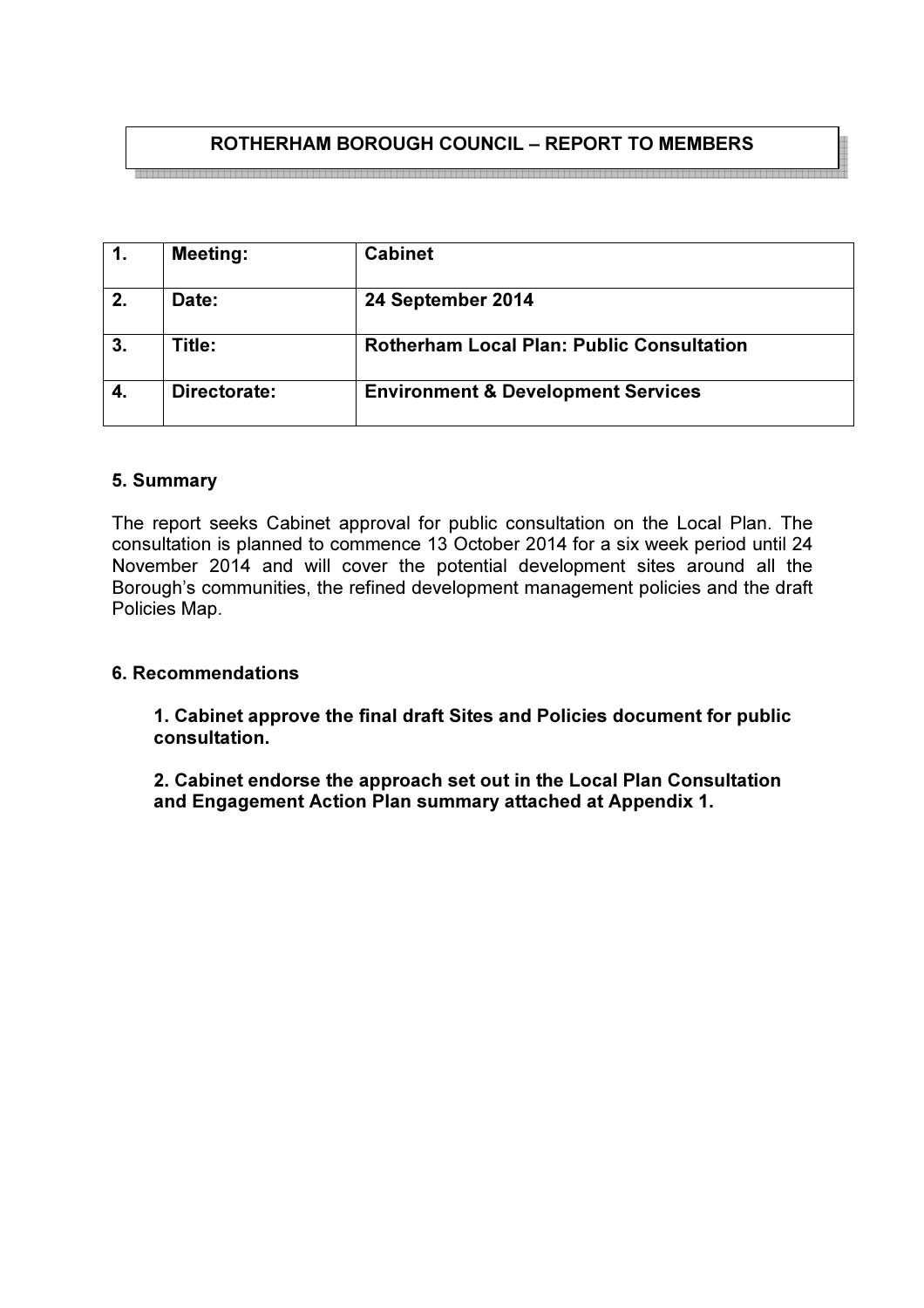# ROTHERHAM BOROUGH COUNCIL – REPORT TO MEMBERS

| 1. | Meeting: | Cabinet |
|---|---|---|
| 2. | Date: | 24 September 2014 |
| 3. | Title: | Rotherham Local Plan: Public Consultation |
| 4. | Directorate: | Environment & Development Services |

## 5. Summary

The report seeks Cabinet approval for public consultation on the Local Plan. The consultation is planned to commence 13 October 2014 for a six week period until 24 November 2014 and will cover the potential development sites around all the Borough's communities, the refined development management policies and the draft Policies Map.

## 6. Recommendations

**1. Cabinet approve the final draft Sites and Policies document for public consultation.**

**2. Cabinet endorse the approach set out in the Local Plan Consultation and Engagement Action Plan summary attached at Appendix 1.**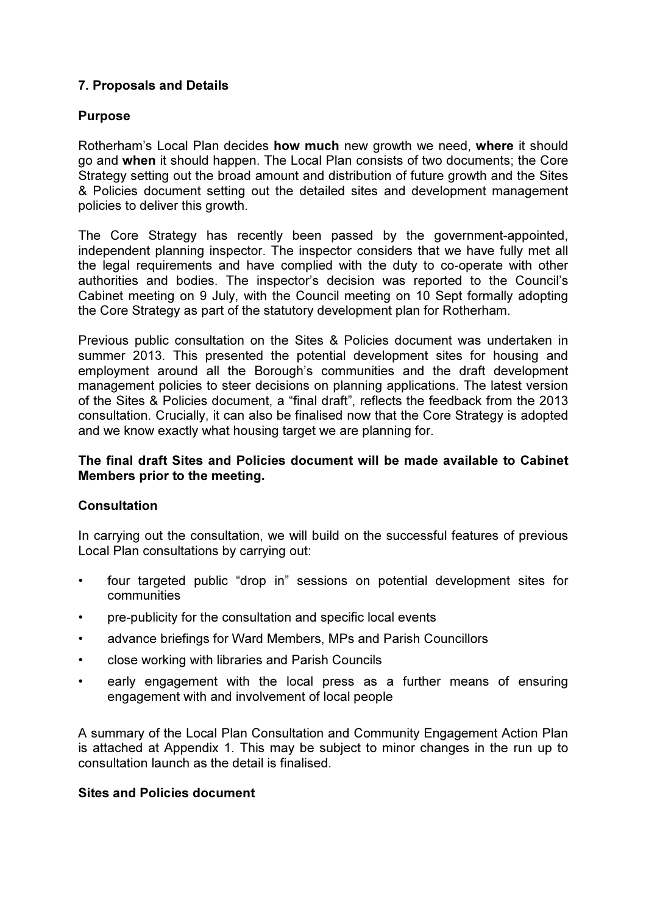## 7. Proposals and Details

### Purpose

Rotherham's Local Plan decides **how much** new growth we need, **where** it should go and **when** it should happen. The Local Plan consists of two documents; the Core Strategy setting out the broad amount and distribution of future growth and the Sites & Policies document setting out the detailed sites and development management policies to deliver this growth.

The Core Strategy has recently been passed by the government-appointed, independent planning inspector. The inspector considers that we have fully met all the legal requirements and have complied with the duty to co-operate with other authorities and bodies. The inspector's decision was reported to the Council's Cabinet meeting on 9 July, with the Council meeting on 10 Sept formally adopting the Core Strategy as part of the statutory development plan for Rotherham.

Previous public consultation on the Sites & Policies document was undertaken in summer 2013. This presented the potential development sites for housing and employment around all the Borough's communities and the draft development management policies to steer decisions on planning applications. The latest version of the Sites & Policies document, a "final draft", reflects the feedback from the 2013 consultation. Crucially, it can also be finalised now that the Core Strategy is adopted and we know exactly what housing target we are planning for.

**The final draft Sites and Policies document will be made available to Cabinet Members prior to the meeting.**

### Consultation

In carrying out the consultation, we will build on the successful features of previous Local Plan consultations by carrying out:

- four targeted public "drop in" sessions on potential development sites for communities
- pre-publicity for the consultation and specific local events
- advance briefings for Ward Members, MPs and Parish Councillors
- close working with libraries and Parish Councils
- early engagement with the local press as a further means of ensuring engagement with and involvement of local people

A summary of the Local Plan Consultation and Community Engagement Action Plan is attached at Appendix 1. This may be subject to minor changes in the run up to consultation launch as the detail is finalised.

### Sites and Policies document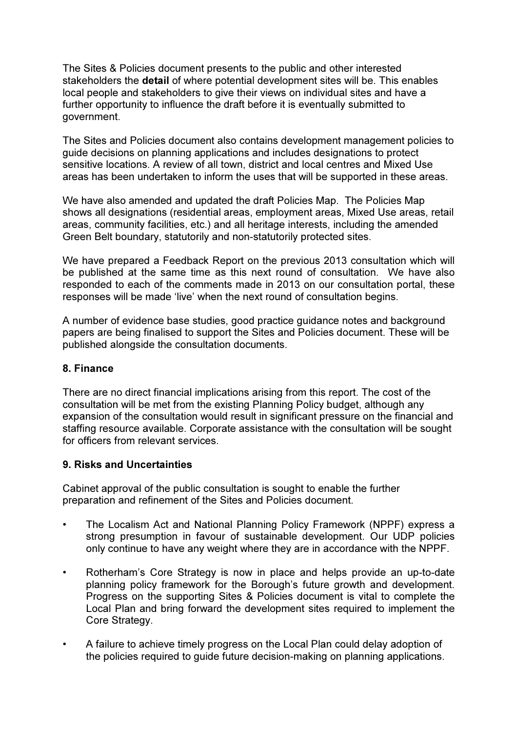The Sites & Policies document presents to the public and other interested stakeholders the **detail** of where potential development sites will be. This enables local people and stakeholders to give their views on individual sites and have a further opportunity to influence the draft before it is eventually submitted to government.

The Sites and Policies document also contains development management policies to guide decisions on planning applications and includes designations to protect sensitive locations. A review of all town, district and local centres and Mixed Use areas has been undertaken to inform the uses that will be supported in these areas.

We have also amended and updated the draft Policies Map. The Policies Map shows all designations (residential areas, employment areas, Mixed Use areas, retail areas, community facilities, etc.) and all heritage interests, including the amended Green Belt boundary, statutorily and non-statutorily protected sites.

We have prepared a Feedback Report on the previous 2013 consultation which will be published at the same time as this next round of consultation. We have also responded to each of the comments made in 2013 on our consultation portal, these responses will be made 'live' when the next round of consultation begins.

A number of evidence base studies, good practice guidance notes and background papers are being finalised to support the Sites and Policies document. These will be published alongside the consultation documents.

## 8. Finance

There are no direct financial implications arising from this report. The cost of the consultation will be met from the existing Planning Policy budget, although any expansion of the consultation would result in significant pressure on the financial and staffing resource available. Corporate assistance with the consultation will be sought for officers from relevant services.

## 9. Risks and Uncertainties

Cabinet approval of the public consultation is sought to enable the further preparation and refinement of the Sites and Policies document.

- The Localism Act and National Planning Policy Framework (NPPF) express a strong presumption in favour of sustainable development. Our UDP policies only continue to have any weight where they are in accordance with the NPPF.
- Rotherham's Core Strategy is now in place and helps provide an up-to-date planning policy framework for the Borough's future growth and development. Progress on the supporting Sites & Policies document is vital to complete the Local Plan and bring forward the development sites required to implement the Core Strategy.
- A failure to achieve timely progress on the Local Plan could delay adoption of the policies required to guide future decision-making on planning applications.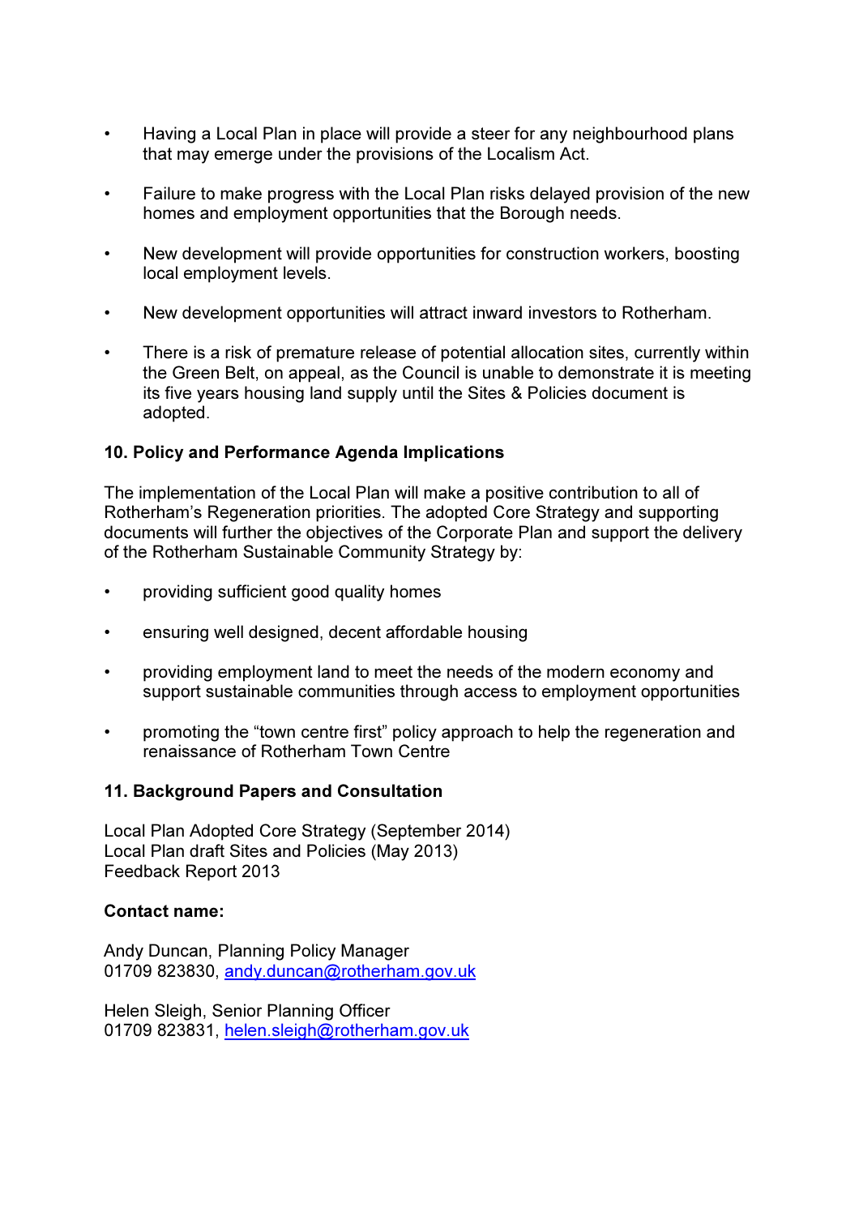- Having a Local Plan in place will provide a steer for any neighbourhood plans that may emerge under the provisions of the Localism Act.

- Failure to make progress with the Local Plan risks delayed provision of the new homes and employment opportunities that the Borough needs.

- New development will provide opportunities for construction workers, boosting local employment levels.

- New development opportunities will attract inward investors to Rotherham.

- There is a risk of premature release of potential allocation sites, currently within the Green Belt, on appeal, as the Council is unable to demonstrate it is meeting its five years housing land supply until the Sites & Policies document is adopted.

**10. Policy and Performance Agenda Implications**

The implementation of the Local Plan will make a positive contribution to all of Rotherham's Regeneration priorities. The adopted Core Strategy and supporting documents will further the objectives of the Corporate Plan and support the delivery of the Rotherham Sustainable Community Strategy by:

- providing sufficient good quality homes

- ensuring well designed, decent affordable housing

- providing employment land to meet the needs of the modern economy and support sustainable communities through access to employment opportunities

- promoting the "town centre first" policy approach to help the regeneration and renaissance of Rotherham Town Centre

**11. Background Papers and Consultation**

Local Plan Adopted Core Strategy (September 2014)
Local Plan draft Sites and Policies (May 2013)
Feedback Report 2013

**Contact name:**

Andy Duncan, Planning Policy Manager
01709 823830, andy.duncan@rotherham.gov.uk

Helen Sleigh, Senior Planning Officer
01709 823831, helen.sleigh@rotherham.gov.uk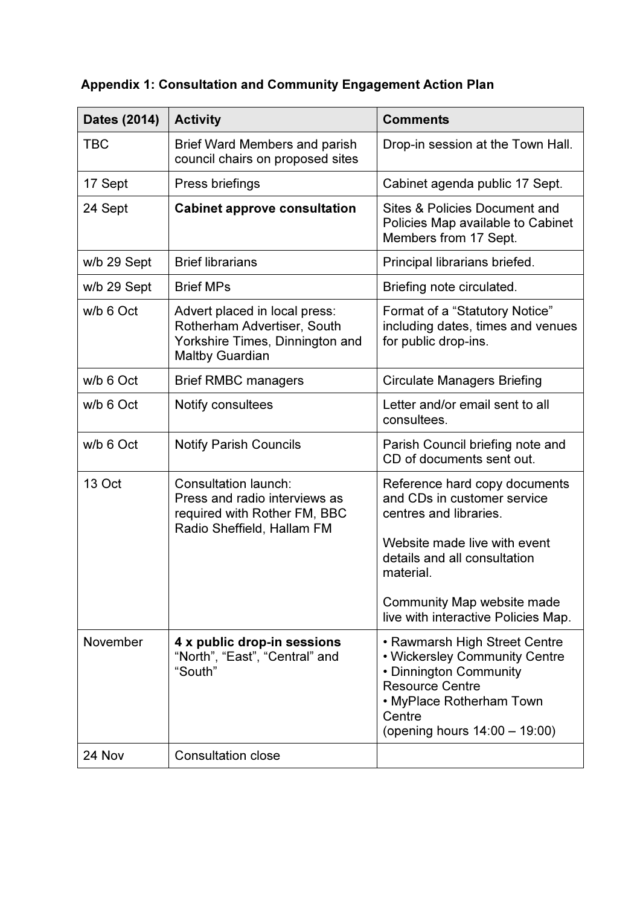**Appendix 1: Consultation and Community Engagement Action Plan**

| Dates (2014) | Activity | Comments |
|---|---|---|
| TBC | Brief Ward Members and parish council chairs on proposed sites | Drop-in session at the Town Hall. |
| 17 Sept | Press briefings | Cabinet agenda public 17 Sept. |
| 24 Sept | **Cabinet approve consultation** | Sites & Policies Document and Policies Map available to Cabinet Members from 17 Sept. |
| w/b 29 Sept | Brief librarians | Principal librarians briefed. |
| w/b 29 Sept | Brief MPs | Briefing note circulated. |
| w/b 6 Oct | Advert placed in local press: Rotherham Advertiser, South Yorkshire Times, Dinnington and Maltby Guardian | Format of a "Statutory Notice" including dates, times and venues for public drop-ins. |
| w/b 6 Oct | Brief RMBC managers | Circulate Managers Briefing |
| w/b 6 Oct | Notify consultees | Letter and/or email sent to all consultees. |
| w/b 6 Oct | Notify Parish Councils | Parish Council briefing note and CD of documents sent out. |
| 13 Oct | Consultation launch:<br>Press and radio interviews as required with Rother FM, BBC Radio Sheffield, Hallam FM | Reference hard copy documents and CDs in customer service centres and libraries.<br><br>Website made live with event details and all consultation material.<br><br>Community Map website made live with interactive Policies Map. |
| November | **4 x public drop-in sessions**<br>"North", "East", "Central" and "South" | • Rawmarsh High Street Centre<br>• Wickersley Community Centre<br>• Dinnington Community Resource Centre<br>• MyPlace Rotherham Town Centre<br>(opening hours 14:00 – 19:00) |
| 24 Nov | Consultation close | |